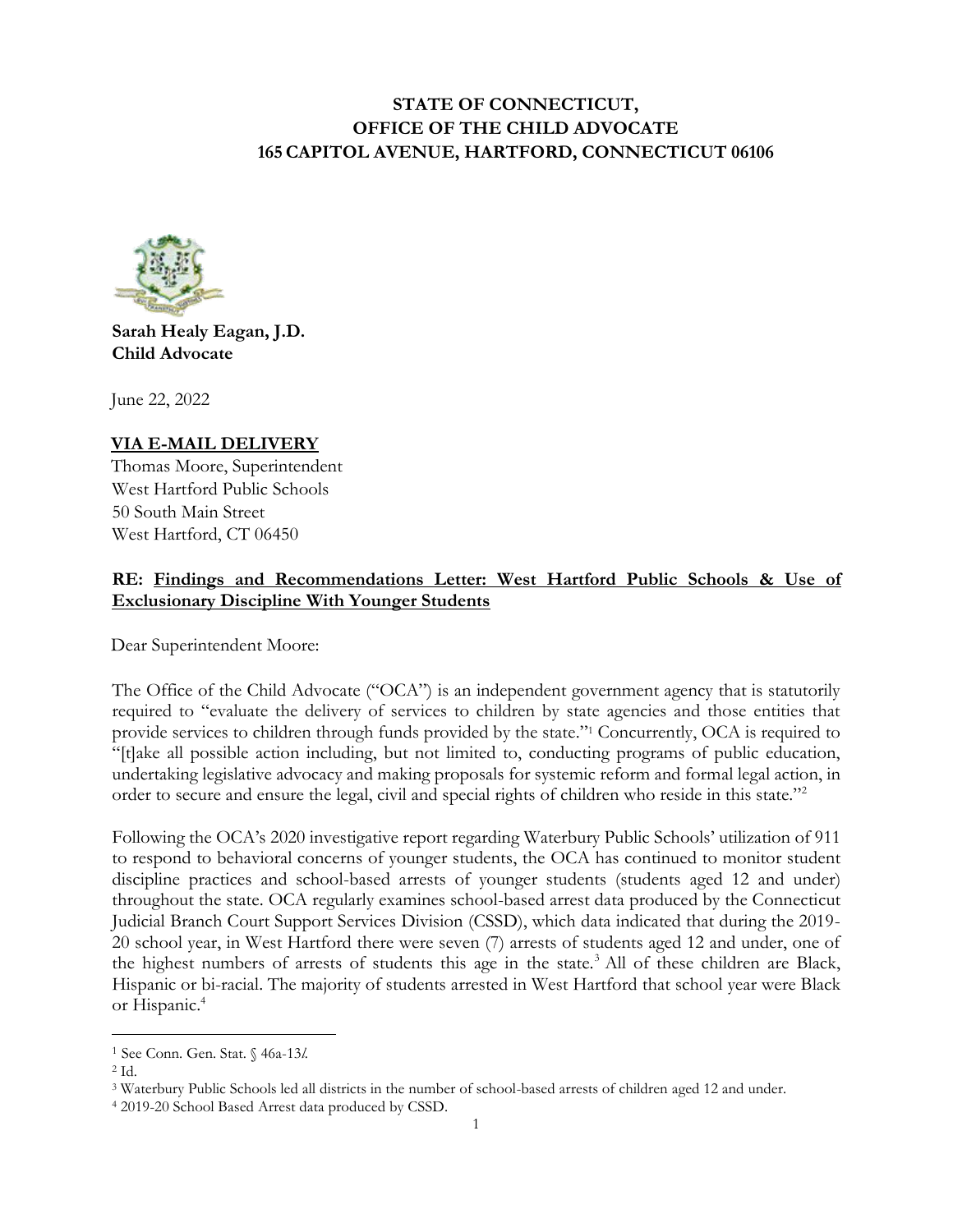**STATE OF CONNECTICUT,**
**OFFICE OF THE CHILD ADVOCATE**
**165 CAPITOL AVENUE, HARTFORD, CONNECTICUT 06106**

**Sarah Healy Eagan, J.D.**
**Child Advocate**

June 22, 2022

**VIA E-MAIL DELIVERY**
Thomas Moore, Superintendent
West Hartford Public Schools
50 South Main Street
West Hartford, CT 06450

**RE: Findings and Recommendations Letter: West Hartford Public Schools & Use of Exclusionary Discipline With Younger Students**

Dear Superintendent Moore:

The Office of the Child Advocate ("OCA") is an independent government agency that is statutorily required to "evaluate the delivery of services to children by state agencies and those entities that provide services to children through funds provided by the state."[1] Concurrently, OCA is required to "[t]ake all possible action including, but not limited to, conducting programs of public education, undertaking legislative advocacy and making proposals for systemic reform and formal legal action, in order to secure and ensure the legal, civil and special rights of children who reside in this state."[2]

Following the OCA's 2020 investigative report regarding Waterbury Public Schools' utilization of 911 to respond to behavioral concerns of younger students, the OCA has continued to monitor student discipline practices and school-based arrests of younger students (students aged 12 and under) throughout the state. OCA regularly examines school-based arrest data produced by the Connecticut Judicial Branch Court Support Services Division (CSSD), which data indicated that during the 2019-20 school year, in West Hartford there were seven (7) arrests of students aged 12 and under, one of the highest numbers of arrests of students this age in the state.[3] All of these children are Black, Hispanic or bi-racial. The majority of students arrested in West Hartford that school year were Black or Hispanic.[4]

---

[1] See Conn. Gen. Stat. § 46a-13*l*.

[2] Id.

[3] Waterbury Public Schools led all districts in the number of school-based arrests of children aged 12 and under.

[4] 2019-20 School Based Arrest data produced by CSSD.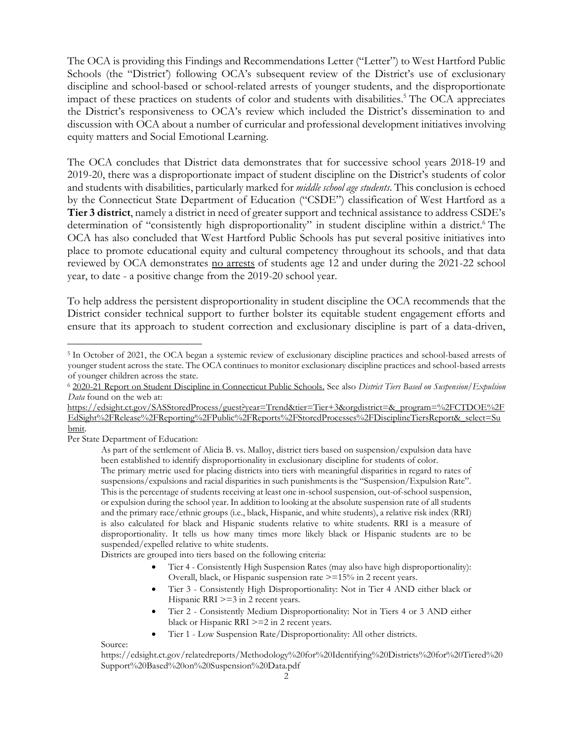The OCA is providing this Findings and Recommendations Letter ("Letter") to West Hartford Public Schools (the "District') following OCA's subsequent review of the District's use of exclusionary discipline and school-based or school-related arrests of younger students, and the disproportionate impact of these practices on students of color and students with disabilities.[5] The OCA appreciates the District's responsiveness to OCA's review which included the District's dissemination to and discussion with OCA about a number of curricular and professional development initiatives involving equity matters and Social Emotional Learning.

The OCA concludes that District data demonstrates that for successive school years 2018-19 and 2019-20, there was a disproportionate impact of student discipline on the District's students of color and students with disabilities, particularly marked for *middle school age students*. This conclusion is echoed by the Connecticut State Department of Education ("CSDE") classification of West Hartford as a **Tier 3 district**, namely a district in need of greater support and technical assistance to address CSDE's determination of "consistently high disproportionality" in student discipline within a district.[6] The OCA has also concluded that West Hartford Public Schools has put several positive initiatives into place to promote educational equity and cultural competency throughout its schools, and that data reviewed by OCA demonstrates <u>no arrests</u> of students age 12 and under during the 2021-22 school year, to date - a positive change from the 2019-20 school year.

To help address the persistent disproportionality in student discipline the OCA recommends that the District consider technical support to further bolster its equitable student engagement efforts and ensure that its approach to student correction and exclusionary discipline is part of a data-driven,

---

[5] In October of 2021, the OCA began a systemic review of exclusionary discipline practices and school-based arrests of younger student across the state. The OCA continues to monitor exclusionary discipline practices and school-based arrests of younger children across the state.

[6] <u>2020-21 Report on Student Discipline in Connecticut Public Schools.</u> See also *District Tiers Based on Suspension/Expulsion Data* found on the web at: https://edsight.ct.gov/SASStoredProcess/guest?year=Trend&tier=Tier+3&orgdistrict=&_program=%2FCTDOE%2FEdSight%2FRelease%2FReporting%2FPublic%2FReports%2FStoredProcesses%2FDisciplineTiersReport&_select=Submit.

Per State Department of Education:

> As part of the settlement of Alicia B. vs. Malloy, district tiers based on suspension/expulsion data have been established to identify disproportionality in exclusionary discipline for students of color.
>
> The primary metric used for placing districts into tiers with meaningful disparities in regard to rates of suspensions/expulsions and racial disparities in such punishments is the "Suspension/Expulsion Rate". This is the percentage of students receiving at least one in-school suspension, out-of-school suspension, or expulsion during the school year. In addition to looking at the absolute suspension rate of all students and the primary race/ethnic groups (i.e., black, Hispanic, and white students), a relative risk index (RRI) is also calculated for black and Hispanic students relative to white students. RRI is a measure of disproportionality. It tells us how many times more likely black or Hispanic students are to be suspended/expelled relative to white students.
>
> Districts are grouped into tiers based on the following criteria:
>
> - Tier 4 - Consistently High Suspension Rates (may also have high disproportionality): Overall, black, or Hispanic suspension rate >=15% in 2 recent years.
> - Tier 3 - Consistently High Disproportionality: Not in Tier 4 AND either black or Hispanic RRI >=3 in 2 recent years.
> - Tier 2 - Consistently Medium Disproportionality: Not in Tiers 4 or 3 AND either black or Hispanic RRI >=2 in 2 recent years.
> - Tier 1 - Low Suspension Rate/Disproportionality: All other districts.
>
> Source:
> https://edsight.ct.gov/relatedreports/Methodology%20for%20Identifying%20Districts%20for%20Tiered%20Support%20Based%20on%20Suspension%20Data.pdf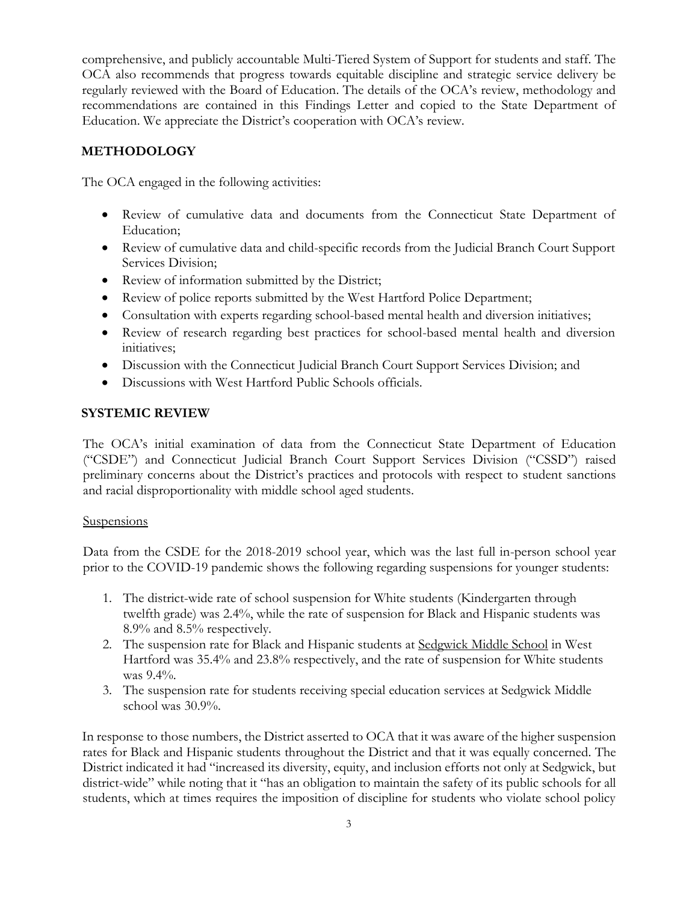comprehensive, and publicly accountable Multi-Tiered System of Support for students and staff. The OCA also recommends that progress towards equitable discipline and strategic service delivery be regularly reviewed with the Board of Education. The details of the OCA's review, methodology and recommendations are contained in this Findings Letter and copied to the State Department of Education. We appreciate the District's cooperation with OCA's review.

## METHODOLOGY

The OCA engaged in the following activities:

- Review of cumulative data and documents from the Connecticut State Department of Education;
- Review of cumulative data and child-specific records from the Judicial Branch Court Support Services Division;
- Review of information submitted by the District;
- Review of police reports submitted by the West Hartford Police Department;
- Consultation with experts regarding school-based mental health and diversion initiatives;
- Review of research regarding best practices for school-based mental health and diversion initiatives;
- Discussion with the Connecticut Judicial Branch Court Support Services Division; and
- Discussions with West Hartford Public Schools officials.

## SYSTEMIC REVIEW

The OCA's initial examination of data from the Connecticut State Department of Education ("CSDE") and Connecticut Judicial Branch Court Support Services Division ("CSSD") raised preliminary concerns about the District's practices and protocols with respect to student sanctions and racial disproportionality with middle school aged students.

### Suspensions

Data from the CSDE for the 2018-2019 school year, which was the last full in-person school year prior to the COVID-19 pandemic shows the following regarding suspensions for younger students:

1. The district-wide rate of school suspension for White students (Kindergarten through twelfth grade) was 2.4%, while the rate of suspension for Black and Hispanic students was 8.9% and 8.5% respectively.
2. The suspension rate for Black and Hispanic students at Sedgwick Middle School in West Hartford was 35.4% and 23.8% respectively, and the rate of suspension for White students was 9.4%.
3. The suspension rate for students receiving special education services at Sedgwick Middle school was 30.9%.

In response to those numbers, the District asserted to OCA that it was aware of the higher suspension rates for Black and Hispanic students throughout the District and that it was equally concerned. The District indicated it had "increased its diversity, equity, and inclusion efforts not only at Sedgwick, but district-wide" while noting that it "has an obligation to maintain the safety of its public schools for all students, which at times requires the imposition of discipline for students who violate school policy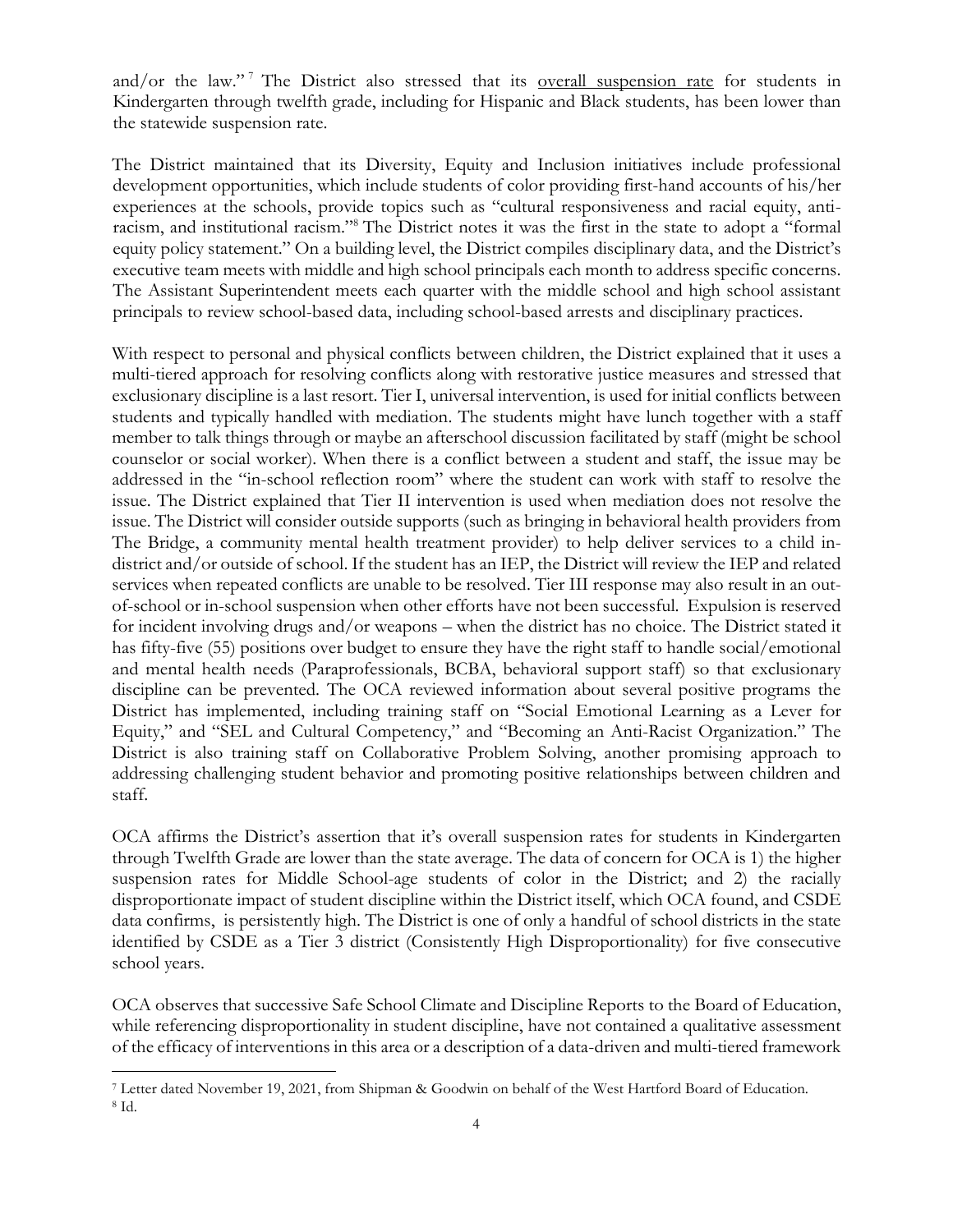and/or the law."[7] The District also stressed that its overall suspension rate for students in Kindergarten through twelfth grade, including for Hispanic and Black students, has been lower than the statewide suspension rate.

The District maintained that its Diversity, Equity and Inclusion initiatives include professional development opportunities, which include students of color providing first-hand accounts of his/her experiences at the schools, provide topics such as "cultural responsiveness and racial equity, anti-racism, and institutional racism."[8] The District notes it was the first in the state to adopt a "formal equity policy statement." On a building level, the District compiles disciplinary data, and the District's executive team meets with middle and high school principals each month to address specific concerns. The Assistant Superintendent meets each quarter with the middle school and high school assistant principals to review school-based data, including school-based arrests and disciplinary practices.

With respect to personal and physical conflicts between children, the District explained that it uses a multi-tiered approach for resolving conflicts along with restorative justice measures and stressed that exclusionary discipline is a last resort. Tier I, universal intervention, is used for initial conflicts between students and typically handled with mediation. The students might have lunch together with a staff member to talk things through or maybe an afterschool discussion facilitated by staff (might be school counselor or social worker). When there is a conflict between a student and staff, the issue may be addressed in the "in-school reflection room" where the student can work with staff to resolve the issue. The District explained that Tier II intervention is used when mediation does not resolve the issue. The District will consider outside supports (such as bringing in behavioral health providers from The Bridge, a community mental health treatment provider) to help deliver services to a child in-district and/or outside of school. If the student has an IEP, the District will review the IEP and related services when repeated conflicts are unable to be resolved. Tier III response may also result in an out-of-school or in-school suspension when other efforts have not been successful. Expulsion is reserved for incident involving drugs and/or weapons – when the district has no choice. The District stated it has fifty-five (55) positions over budget to ensure they have the right staff to handle social/emotional and mental health needs (Paraprofessionals, BCBA, behavioral support staff) so that exclusionary discipline can be prevented. The OCA reviewed information about several positive programs the District has implemented, including training staff on "Social Emotional Learning as a Lever for Equity," and "SEL and Cultural Competency," and "Becoming an Anti-Racist Organization." The District is also training staff on Collaborative Problem Solving, another promising approach to addressing challenging student behavior and promoting positive relationships between children and staff.

OCA affirms the District's assertion that it's overall suspension rates for students in Kindergarten through Twelfth Grade are lower than the state average. The data of concern for OCA is 1) the higher suspension rates for Middle School-age students of color in the District; and 2) the racially disproportionate impact of student discipline within the District itself, which OCA found, and CSDE data confirms, is persistently high. The District is one of only a handful of school districts in the state identified by CSDE as a Tier 3 district (Consistently High Disproportionality) for five consecutive school years.

OCA observes that successive Safe School Climate and Discipline Reports to the Board of Education, while referencing disproportionality in student discipline, have not contained a qualitative assessment of the efficacy of interventions in this area or a description of a data-driven and multi-tiered framework

[7] Letter dated November 19, 2021, from Shipman & Goodwin on behalf of the West Hartford Board of Education.

[8] Id.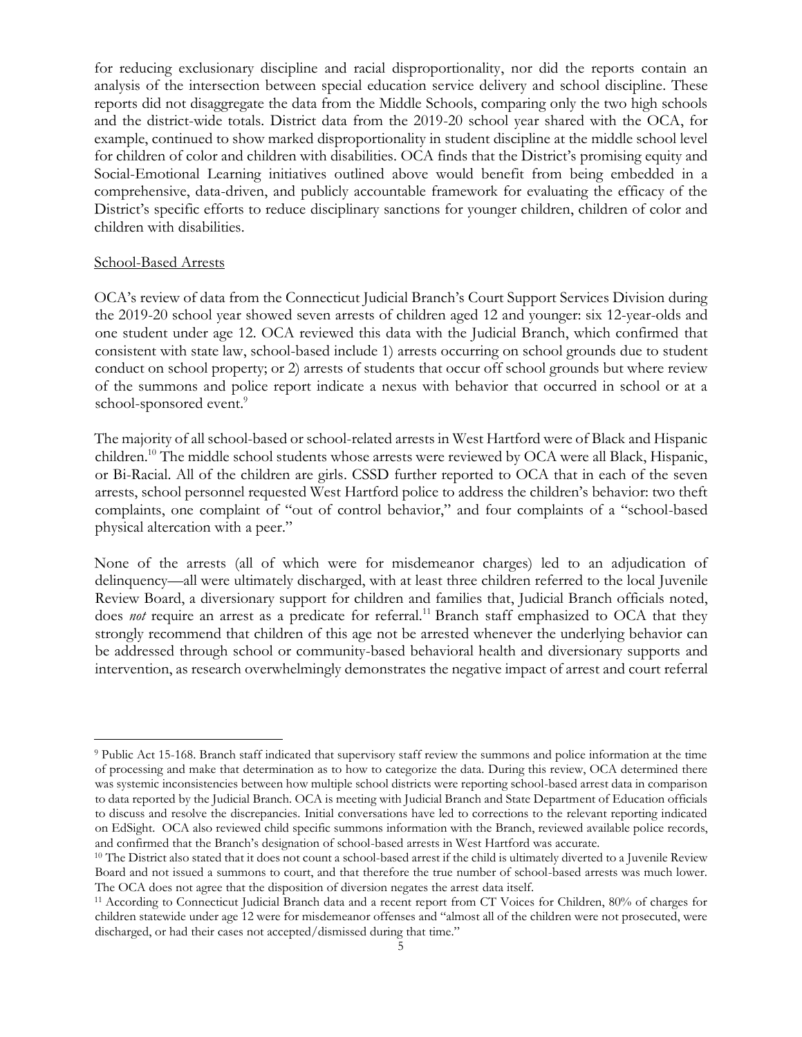for reducing exclusionary discipline and racial disproportionality, nor did the reports contain an analysis of the intersection between special education service delivery and school discipline. These reports did not disaggregate the data from the Middle Schools, comparing only the two high schools and the district-wide totals. District data from the 2019-20 school year shared with the OCA, for example, continued to show marked disproportionality in student discipline at the middle school level for children of color and children with disabilities. OCA finds that the District's promising equity and Social-Emotional Learning initiatives outlined above would benefit from being embedded in a comprehensive, data-driven, and publicly accountable framework for evaluating the efficacy of the District's specific efforts to reduce disciplinary sanctions for younger children, children of color and children with disabilities.

School-Based Arrests

OCA's review of data from the Connecticut Judicial Branch's Court Support Services Division during the 2019-20 school year showed seven arrests of children aged 12 and younger: six 12-year-olds and one student under age 12. OCA reviewed this data with the Judicial Branch, which confirmed that consistent with state law, school-based include 1) arrests occurring on school grounds due to student conduct on school property; or 2) arrests of students that occur off school grounds but where review of the summons and police report indicate a nexus with behavior that occurred in school or at a school-sponsored event.[9]

The majority of all school-based or school-related arrests in West Hartford were of Black and Hispanic children.[10] The middle school students whose arrests were reviewed by OCA were all Black, Hispanic, or Bi-Racial. All of the children are girls. CSSD further reported to OCA that in each of the seven arrests, school personnel requested West Hartford police to address the children's behavior: two theft complaints, one complaint of "out of control behavior," and four complaints of a "school-based physical altercation with a peer."

None of the arrests (all of which were for misdemeanor charges) led to an adjudication of delinquency—all were ultimately discharged, with at least three children referred to the local Juvenile Review Board, a diversionary support for children and families that, Judicial Branch officials noted, does *not* require an arrest as a predicate for referral.[11] Branch staff emphasized to OCA that they strongly recommend that children of this age not be arrested whenever the underlying behavior can be addressed through school or community-based behavioral health and diversionary supports and intervention, as research overwhelmingly demonstrates the negative impact of arrest and court referral

---

[9] Public Act 15-168. Branch staff indicated that supervisory staff review the summons and police information at the time of processing and make that determination as to how to categorize the data. During this review, OCA determined there was systemic inconsistencies between how multiple school districts were reporting school-based arrest data in comparison to data reported by the Judicial Branch. OCA is meeting with Judicial Branch and State Department of Education officials to discuss and resolve the discrepancies. Initial conversations have led to corrections to the relevant reporting indicated on EdSight. OCA also reviewed child specific summons information with the Branch, reviewed available police records, and confirmed that the Branch's designation of school-based arrests in West Hartford was accurate.

[10] The District also stated that it does not count a school-based arrest if the child is ultimately diverted to a Juvenile Review Board and not issued a summons to court, and that therefore the true number of school-based arrests was much lower. The OCA does not agree that the disposition of diversion negates the arrest data itself.

[11] According to Connecticut Judicial Branch data and a recent report from CT Voices for Children, 80% of charges for children statewide under age 12 were for misdemeanor offenses and "almost all of the children were not prosecuted, were discharged, or had their cases not accepted/dismissed during that time."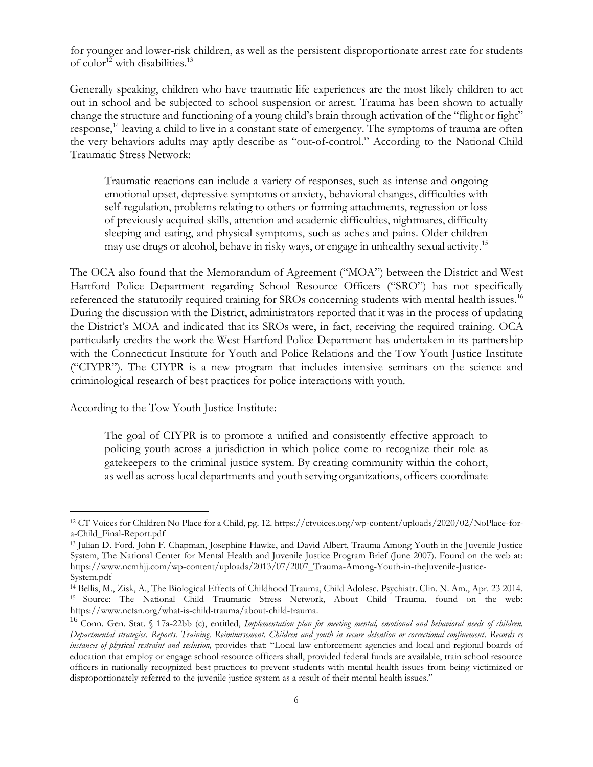for younger and lower-risk children, as well as the persistent disproportionate arrest rate for students of color[12] with disabilities.[13]

Generally speaking, children who have traumatic life experiences are the most likely children to act out in school and be subjected to school suspension or arrest. Trauma has been shown to actually change the structure and functioning of a young child's brain through activation of the "flight or fight" response,[14] leaving a child to live in a constant state of emergency. The symptoms of trauma are often the very behaviors adults may aptly describe as "out-of-control." According to the National Child Traumatic Stress Network:

> Traumatic reactions can include a variety of responses, such as intense and ongoing emotional upset, depressive symptoms or anxiety, behavioral changes, difficulties with self-regulation, problems relating to others or forming attachments, regression or loss of previously acquired skills, attention and academic difficulties, nightmares, difficulty sleeping and eating, and physical symptoms, such as aches and pains. Older children may use drugs or alcohol, behave in risky ways, or engage in unhealthy sexual activity.[15]

The OCA also found that the Memorandum of Agreement ("MOA") between the District and West Hartford Police Department regarding School Resource Officers ("SRO") has not specifically referenced the statutorily required training for SROs concerning students with mental health issues.[16] During the discussion with the District, administrators reported that it was in the process of updating the District's MOA and indicated that its SROs were, in fact, receiving the required training. OCA particularly credits the work the West Hartford Police Department has undertaken in its partnership with the Connecticut Institute for Youth and Police Relations and the Tow Youth Justice Institute ("CIYPR"). The CIYPR is a new program that includes intensive seminars on the science and criminological research of best practices for police interactions with youth.

According to the Tow Youth Justice Institute:

> The goal of CIYPR is to promote a unified and consistently effective approach to policing youth across a jurisdiction in which police come to recognize their role as gatekeepers to the criminal justice system. By creating community within the cohort, as well as across local departments and youth serving organizations, officers coordinate

---

[12] CT Voices for Children No Place for a Child, pg. 12. https://ctvoices.org/wp-content/uploads/2020/02/NoPlace-for-a-Child_Final-Report.pdf

[13] Julian D. Ford, John F. Chapman, Josephine Hawke, and David Albert, Trauma Among Youth in the Juvenile Justice System, The National Center for Mental Health and Juvenile Justice Program Brief (June 2007). Found on the web at: https://www.ncmhjj.com/wp-content/uploads/2013/07/2007_Trauma-Among-Youth-in-theJuvenile-Justice-System.pdf

[14] Bellis, M., Zisk, A., The Biological Effects of Childhood Trauma, Child Adolesc. Psychiatr. Clin. N. Am., Apr. 23 2014.

[15] Source: The National Child Traumatic Stress Network, About Child Trauma, found on the web: https://www.nctsn.org/what-is-child-trauma/about-child-trauma.

[16] Conn. Gen. Stat. § 17a-22bb (c), entitled, *Implementation plan for meeting mental, emotional and behavioral needs of children. Departmental strategies. Reports. Training. Reimbursement. Children and youth in secure detention or correctional confinement. Records re instances of physical restraint and seclusion,* provides that: "Local law enforcement agencies and local and regional boards of education that employ or engage school resource officers shall, provided federal funds are available, train school resource officers in nationally recognized best practices to prevent students with mental health issues from being victimized or disproportionately referred to the juvenile justice system as a result of their mental health issues."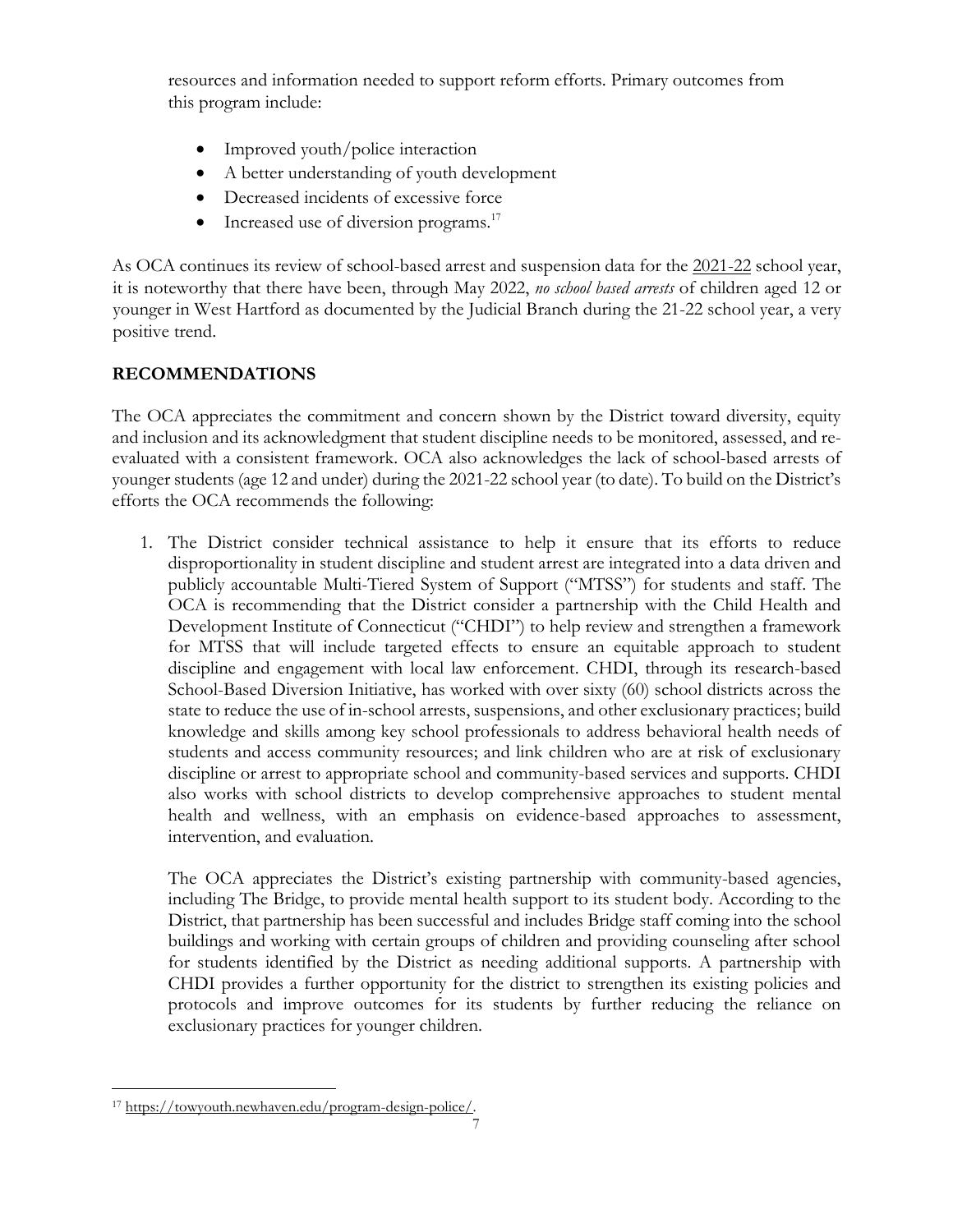resources and information needed to support reform efforts. Primary outcomes from this program include:

- Improved youth/police interaction
- A better understanding of youth development
- Decreased incidents of excessive force
- Increased use of diversion programs.[17]

As OCA continues its review of school-based arrest and suspension data for the 2021-22 school year, it is noteworthy that there have been, through May 2022, *no school based arrests* of children aged 12 or younger in West Hartford as documented by the Judicial Branch during the 21-22 school year, a very positive trend.

## RECOMMENDATIONS

The OCA appreciates the commitment and concern shown by the District toward diversity, equity and inclusion and its acknowledgment that student discipline needs to be monitored, assessed, and re-evaluated with a consistent framework. OCA also acknowledges the lack of school-based arrests of younger students (age 12 and under) during the 2021-22 school year (to date). To build on the District's efforts the OCA recommends the following:

1. The District consider technical assistance to help it ensure that its efforts to reduce disproportionality in student discipline and student arrest are integrated into a data driven and publicly accountable Multi-Tiered System of Support ("MTSS") for students and staff. The OCA is recommending that the District consider a partnership with the Child Health and Development Institute of Connecticut ("CHDI") to help review and strengthen a framework for MTSS that will include targeted effects to ensure an equitable approach to student discipline and engagement with local law enforcement. CHDI, through its research-based School-Based Diversion Initiative, has worked with over sixty (60) school districts across the state to reduce the use of in-school arrests, suspensions, and other exclusionary practices; build knowledge and skills among key school professionals to address behavioral health needs of students and access community resources; and link children who are at risk of exclusionary discipline or arrest to appropriate school and community-based services and supports. CHDI also works with school districts to develop comprehensive approaches to student mental health and wellness, with an emphasis on evidence-based approaches to assessment, intervention, and evaluation.

   The OCA appreciates the District's existing partnership with community-based agencies, including The Bridge, to provide mental health support to its student body. According to the District, that partnership has been successful and includes Bridge staff coming into the school buildings and working with certain groups of children and providing counseling after school for students identified by the District as needing additional supports. A partnership with CHDI provides a further opportunity for the district to strengthen its existing policies and protocols and improve outcomes for its students by further reducing the reliance on exclusionary practices for younger children.

[17] https://towyouth.newhaven.edu/program-design-police/.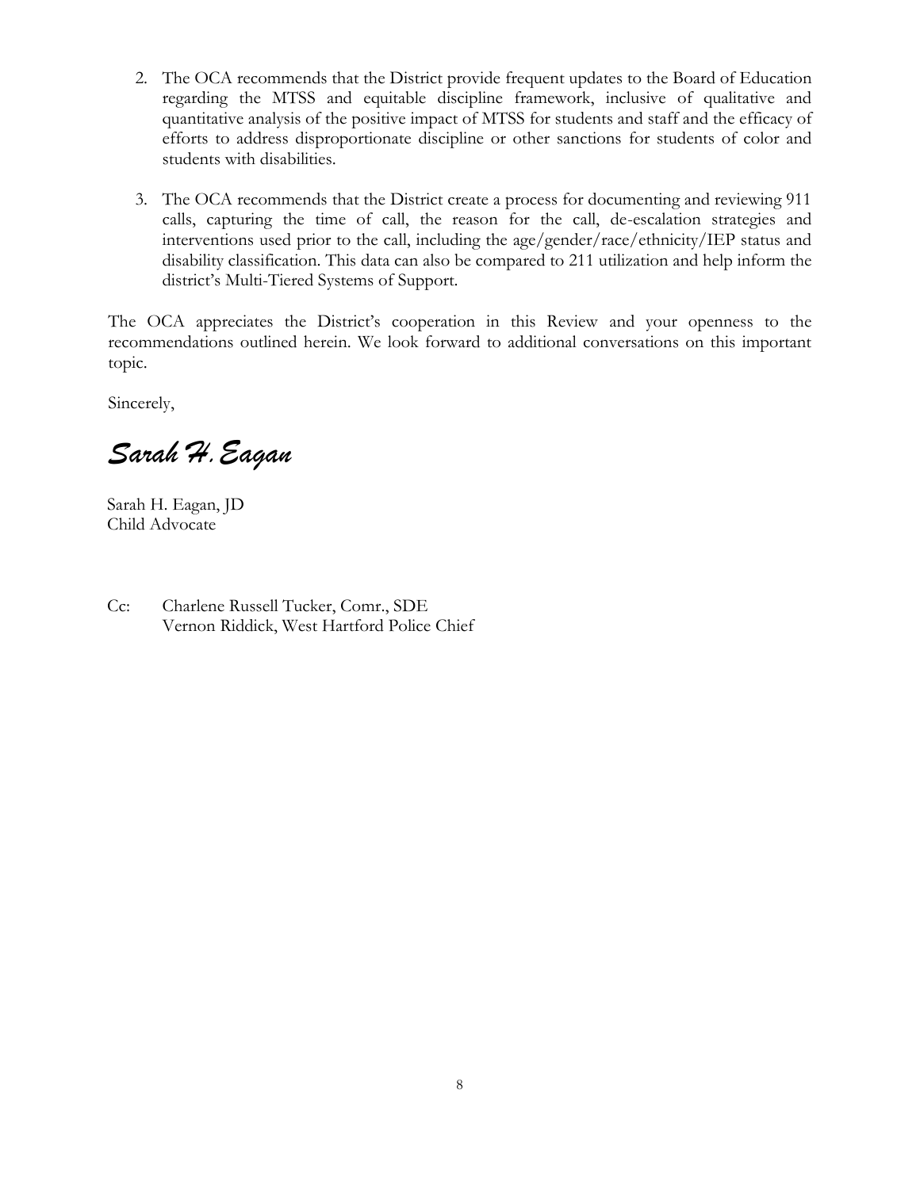2. The OCA recommends that the District provide frequent updates to the Board of Education regarding the MTSS and equitable discipline framework, inclusive of qualitative and quantitative analysis of the positive impact of MTSS for students and staff and the efficacy of efforts to address disproportionate discipline or other sanctions for students of color and students with disabilities.

3. The OCA recommends that the District create a process for documenting and reviewing 911 calls, capturing the time of call, the reason for the call, de-escalation strategies and interventions used prior to the call, including the age/gender/race/ethnicity/IEP status and disability classification. This data can also be compared to 211 utilization and help inform the district's Multi-Tiered Systems of Support.

The OCA appreciates the District's cooperation in this Review and your openness to the recommendations outlined herein. We look forward to additional conversations on this important topic.

Sincerely,

*Sarah H. Eagan*

Sarah H. Eagan, JD
Child Advocate

Cc: Charlene Russell Tucker, Comr., SDE
Vernon Riddick, West Hartford Police Chief